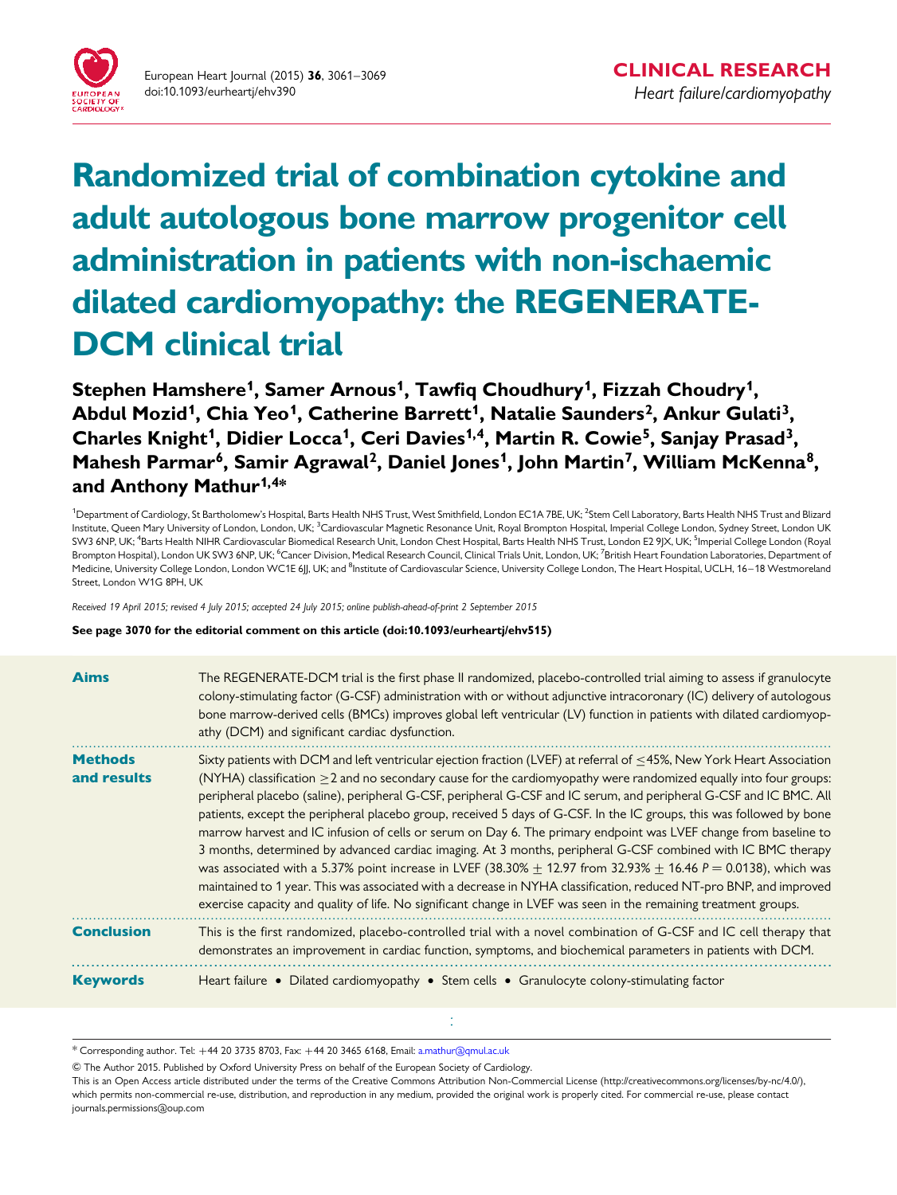CLINICAL RESEARCH
*Heart failure/cardiomyopathy*

# Randomized trial of combination cytokine and adult autologous bone marrow progenitor cell administration in patients with non-ischaemic dilated cardiomyopathy: the REGENERATE-DCM clinical trial

**Stephen Hamshere[1], Samer Arnous[1], Tawfiq Choudhury[1], Fizzah Choudry[1], Abdul Mozid[1], Chia Yeo[1], Catherine Barrett[1], Natalie Saunders[2], Ankur Gulati[3], Charles Knight[1], Didier Locca[1], Ceri Davies[1,4], Martin R. Cowie[5], Sanjay Prasad[3], Mahesh Parmar[6], Samir Agrawal[2], Daniel Jones[1], John Martin[7], William McKenna[8], and Anthony Mathur[1,4]***

[1]Department of Cardiology, St Bartholomew's Hospital, Barts Health NHS Trust, West Smithfield, London EC1A 7BE, UK; [2]Stem Cell Laboratory, Barts Health NHS Trust and Blizard Institute, Queen Mary University of London, London, UK; [3]Cardiovascular Magnetic Resonance Unit, Royal Brompton Hospital, Imperial College London, Sydney Street, London UK SW3 6NP, UK; [4]Barts Health NIHR Cardiovascular Biomedical Research Unit, London Chest Hospital, Barts Health NHS Trust, London E2 9JX, UK; [5]Imperial College London (Royal Brompton Hospital), London UK SW3 6NP, UK; [6]Cancer Division, Medical Research Council, Clinical Trials Unit, London, UK; [7]British Heart Foundation Laboratories, Department of Medicine, University College London, London WC1E 6JJ, UK; and [8]Institute of Cardiovascular Science, University College London, The Heart Hospital, UCLH, 16–18 Westmoreland Street, London W1G 8PH, UK

*Received 19 April 2015; revised 4 July 2015; accepted 24 July 2015; online publish-ahead-of-print 2 September 2015*

**See page 3070 for the editorial comment on this article (doi:10.1093/eurheartj/ehv515)**

**Aims**

The REGENERATE-DCM trial is the first phase II randomized, placebo-controlled trial aiming to assess if granulocyte colony-stimulating factor (G-CSF) administration with or without adjunctive intracoronary (IC) delivery of autologous bone marrow-derived cells (BMCs) improves global left ventricular (LV) function in patients with dilated cardiomyopathy (DCM) and significant cardiac dysfunction.

**Methods and results**

Sixty patients with DCM and left ventricular ejection fraction (LVEF) at referral of ≤45%, New York Heart Association (NYHA) classification ≥2 and no secondary cause for the cardiomyopathy were randomized equally into four groups: peripheral placebo (saline), peripheral G-CSF, peripheral G-CSF and IC serum, and peripheral G-CSF and IC BMC. All patients, except the peripheral placebo group, received 5 days of G-CSF. In the IC groups, this was followed by bone marrow harvest and IC infusion of cells or serum on Day 6. The primary endpoint was LVEF change from baseline to 3 months, determined by advanced cardiac imaging. At 3 months, peripheral G-CSF combined with IC BMC therapy was associated with a 5.37% point increase in LVEF (38.30% ± 12.97 from 32.93% ± 16.46 $P = 0.0138$), which was maintained to 1 year. This was associated with a decrease in NYHA classification, reduced NT-pro BNP, and improved exercise capacity and quality of life. No significant change in LVEF was seen in the remaining treatment groups.

**Conclusion**

This is the first randomized, placebo-controlled trial with a novel combination of G-CSF and IC cell therapy that demonstrates an improvement in cardiac function, symptoms, and biochemical parameters in patients with DCM.

**Keywords**

Heart failure • Dilated cardiomyopathy • Stem cells • Granulocyte colony-stimulating factor

* Corresponding author. Tel: +44 20 3735 8703, Fax: +44 20 3465 6168, Email: a.mathur@qmul.ac.uk

© The Author 2015. Published by Oxford University Press on behalf of the European Society of Cardiology.
This is an Open Access article distributed under the terms of the Creative Commons Attribution Non-Commercial License (http://creativecommons.org/licenses/by-nc/4.0/), which permits non-commercial re-use, distribution, and reproduction in any medium, provided the original work is properly cited. For commercial re-use, please contact journals.permissions@oup.com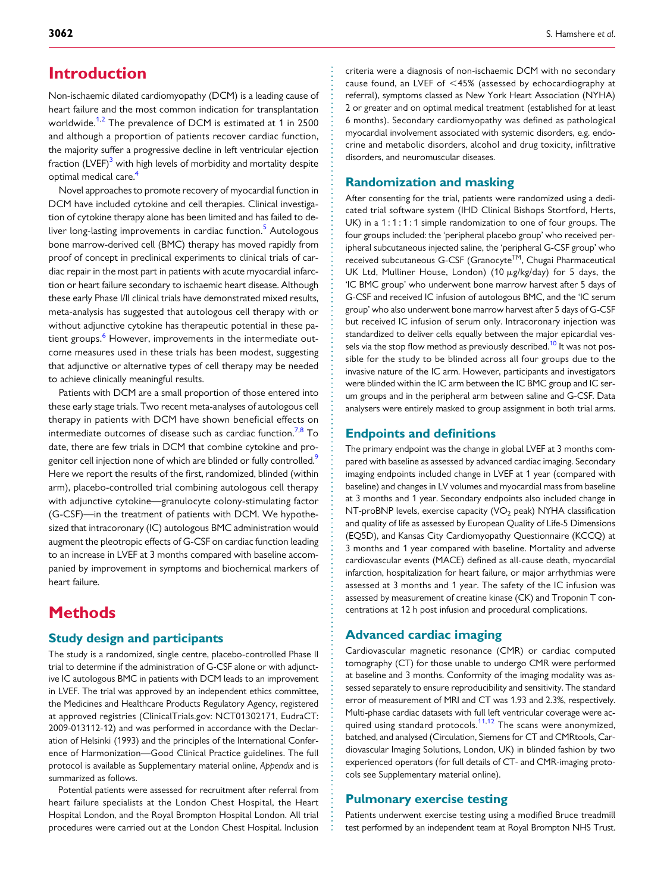# Introduction

Non-ischaemic dilated cardiomyopathy (DCM) is a leading cause of heart failure and the most common indication for transplantation worldwide.[1,2] The prevalence of DCM is estimated at 1 in 2500 and although a proportion of patients recover cardiac function, the majority suffer a progressive decline in left ventricular ejection fraction (LVEF)[3] with high levels of morbidity and mortality despite optimal medical care.[4]

Novel approaches to promote recovery of myocardial function in DCM have included cytokine and cell therapies. Clinical investigation of cytokine therapy alone has been limited and has failed to deliver long-lasting improvements in cardiac function.[5] Autologous bone marrow-derived cell (BMC) therapy has moved rapidly from proof of concept in preclinical experiments to clinical trials of cardiac repair in the most part in patients with acute myocardial infarction or heart failure secondary to ischaemic heart disease. Although these early Phase I/II clinical trials have demonstrated mixed results, meta-analysis has suggested that autologous cell therapy with or without adjunctive cytokine has therapeutic potential in these patient groups.[6] However, improvements in the intermediate outcome measures used in these trials has been modest, suggesting that adjunctive or alternative types of cell therapy may be needed to achieve clinically meaningful results.

Patients with DCM are a small proportion of those entered into these early stage trials. Two recent meta-analyses of autologous cell therapy in patients with DCM have shown beneficial effects on intermediate outcomes of disease such as cardiac function.[7,8] To date, there are few trials in DCM that combine cytokine and progenitor cell injection none of which are blinded or fully controlled.[9] Here we report the results of the first, randomized, blinded (within arm), placebo-controlled trial combining autologous cell therapy with adjunctive cytokine—granulocyte colony-stimulating factor (G-CSF)—in the treatment of patients with DCM. We hypothesized that intracoronary (IC) autologous BMC administration would augment the pleotropic effects of G-CSF on cardiac function leading to an increase in LVEF at 3 months compared with baseline accompanied by improvement in symptoms and biochemical markers of heart failure.

# Methods

## Study design and participants

The study is a randomized, single centre, placebo-controlled Phase II trial to determine if the administration of G-CSF alone or with adjunctive IC autologous BMC in patients with DCM leads to an improvement in LVEF. The trial was approved by an independent ethics committee, the Medicines and Healthcare Products Regulatory Agency, registered at approved registries (ClinicalTrials.gov: NCT01302171, EudraCT: 2009-013112-12) and was performed in accordance with the Declaration of Helsinki (1993) and the principles of the International Conference of Harmonization—Good Clinical Practice guidelines. The full protocol is available as Supplementary material online, *Appendix* and is summarized as follows.

Potential patients were assessed for recruitment after referral from heart failure specialists at the London Chest Hospital, the Heart Hospital London, and the Royal Brompton Hospital London. All trial procedures were carried out at the London Chest Hospital. Inclusion criteria were a diagnosis of non-ischaemic DCM with no secondary cause found, an LVEF of <45% (assessed by echocardiography at referral), symptoms classed as New York Heart Association (NYHA) 2 or greater and on optimal medical treatment (established for at least 6 months). Secondary cardiomyopathy was defined as pathological myocardial involvement associated with systemic disorders, e.g. endocrine and metabolic disorders, alcohol and drug toxicity, infiltrative disorders, and neuromuscular diseases.

## Randomization and masking

After consenting for the trial, patients were randomized using a dedicated trial software system (IHD Clinical Bishops Stortford, Herts, UK) in a 1 : 1 : 1 : 1 simple randomization to one of four groups. The four groups included: the 'peripheral placebo group' who received peripheral subcutaneous injected saline, the 'peripheral G-CSF group' who received subcutaneous G-CSF (Granocyte™, Chugai Pharmaceutical UK Ltd, Mulliner House, London) (10 μg/kg/day) for 5 days, the 'IC BMC group' who underwent bone marrow harvest after 5 days of G-CSF and received IC infusion of autologous BMC, and the 'IC serum group' who also underwent bone marrow harvest after 5 days of G-CSF but received IC infusion of serum only. Intracoronary injection was standardized to deliver cells equally between the major epicardial vessels via the stop flow method as previously described.[10] It was not possible for the study to be blinded across all four groups due to the invasive nature of the IC arm. However, participants and investigators were blinded within the IC arm between the IC BMC group and IC serum groups and in the peripheral arm between saline and G-CSF. Data analysers were entirely masked to group assignment in both trial arms.

## Endpoints and definitions

The primary endpoint was the change in global LVEF at 3 months compared with baseline as assessed by advanced cardiac imaging. Secondary imaging endpoints included change in LVEF at 1 year (compared with baseline) and changes in LV volumes and myocardial mass from baseline at 3 months and 1 year. Secondary endpoints also included change in NT-proBNP levels, exercise capacity ($VO_2$ peak) NYHA classification and quality of life as assessed by European Quality of Life-5 Dimensions (EQ5D), and Kansas City Cardiomyopathy Questionnaire (KCCQ) at 3 months and 1 year compared with baseline. Mortality and adverse cardiovascular events (MACE) defined as all-cause death, myocardial infarction, hospitalization for heart failure, or major arrhythmias were assessed at 3 months and 1 year. The safety of the IC infusion was assessed by measurement of creatine kinase (CK) and Troponin T concentrations at 12 h post infusion and procedural complications.

## Advanced cardiac imaging

Cardiovascular magnetic resonance (CMR) or cardiac computed tomography (CT) for those unable to undergo CMR were performed at baseline and 3 months. Conformity of the imaging modality was assessed separately to ensure reproducibility and sensitivity. The standard error of measurement of MRI and CT was 1.93 and 2.3%, respectively. Multi-phase cardiac datasets with full left ventricular coverage were acquired using standard protocols.[11,12] The scans were anonymized, batched, and analysed (Circulation, Siemens for CT and CMRtools, Cardiovascular Imaging Solutions, London, UK) in blinded fashion by two experienced operators (for full details of CT- and CMR-imaging protocols see Supplementary material online).

## Pulmonary exercise testing

Patients underwent exercise testing using a modified Bruce treadmill test performed by an independent team at Royal Brompton NHS Trust.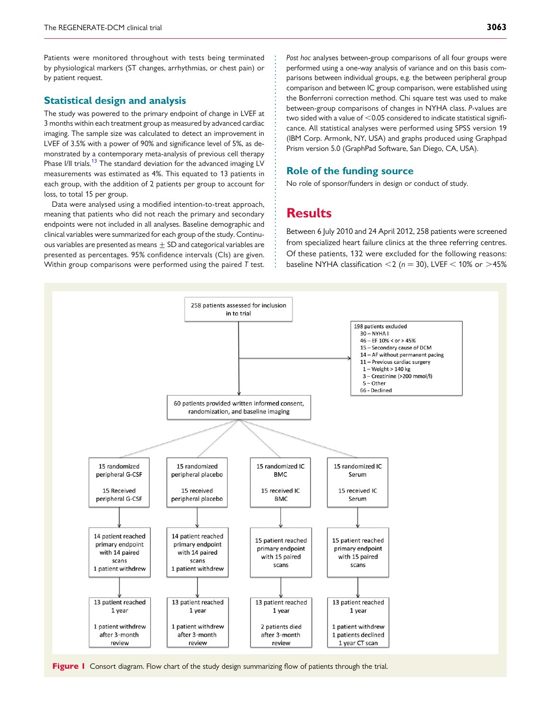Patients were monitored throughout with tests being terminated by physiological markers (ST changes, arrhythmias, or chest pain) or by patient request.

## Statistical design and analysis

The study was powered to the primary endpoint of change in LVEF at 3 months within each treatment group as measured by advanced cardiac imaging. The sample size was calculated to detect an improvement in LVEF of 3.5% with a power of 90% and significance level of 5%, as demonstrated by a contemporary meta-analysis of previous cell therapy Phase I/II trials.[13] The standard deviation for the advanced imaging LV measurements was estimated as 4%. This equated to 13 patients in each group, with the addition of 2 patients per group to account for loss, to total 15 per group.

Data were analysed using a modified intention-to-treat approach, meaning that patients who did not reach the primary and secondary endpoints were not included in all analyses. Baseline demographic and clinical variables were summarized for each group of the study. Continuous variables are presented as means ± SD and categorical variables are presented as percentages. 95% confidence intervals (CIs) are given. Within group comparisons were performed using the paired *T* test. *Post hoc* analyses between-group comparisons of all four groups were performed using a one-way analysis of variance and on this basis comparisons between individual groups, e.g. the between peripheral group comparison and between IC group comparison, were established using the Bonferroni correction method. Chi square test was used to make between-group comparisons of changes in NYHA class. *P*-values are two sided with a value of <0.05 considered to indicate statistical significance. All statistical analyses were performed using SPSS version 19 (IBM Corp. Armonk, NY, USA) and graphs produced using Graphpad Prism version 5.0 (GraphPad Software, San Diego, CA, USA).

## Role of the funding source

No role of sponsor/funders in design or conduct of study.

# Results

Between 6 July 2010 and 24 April 2012, 258 patients were screened from specialized heart failure clinics at the three referring centres. Of these patients, 132 were excluded for the following reasons: baseline NYHA classification <2 ($n = 30$), LVEF < 10% or >45%

258 patients assessed for inclusion in to trial

198 patients excluded
- 30 – NYHA I
- 46 – EF 10% < or > 45%
- 15 – Secondary cause of DCM
- 14 – AF without permanent pacing
- 11 – Previous cardiac surgery
- 1 – Weight > 140 kg
- 3 – Creatinine (>200 mmol/l)
- 5 – Other
- 66 - Declined

60 patients provided written informed consent, randomization, and baseline imaging

| Peripheral G-CSF | Peripheral placebo | IC BMC | IC Serum |
|---|---|---|---|
| 15 randomized peripheral G-CSF; 15 Received peripheral G-CSF | 15 randomized peripheral placebo; 15 received peripheral placebo | 15 randomized IC BMC; 15 received IC BMC | 15 randomized IC Serum; 15 received IC Serum |
| 14 patient reached primary endpoint with 14 paired scans; 1 patient withdrew | 14 patient reached primary endpoint with 14 paired scans; 1 patient withdrew | 15 patient reached primary endpoint with 15 paired scans | 15 patient reached primary endpoint with 15 paired scans |
| 13 patient reached 1 year; 1 patient withdrew after 3-month review | 13 patient reached 1 year; 1 patient withdrew after 3-month review | 13 patient reached 1 year; 2 patients died after 3-month review | 13 patient reached 1 year; 1 patient withdrew; 1 patients declined 1 year CT scan |

**Figure 1** Consort diagram. Flow chart of the study design summarizing flow of patients through the trial.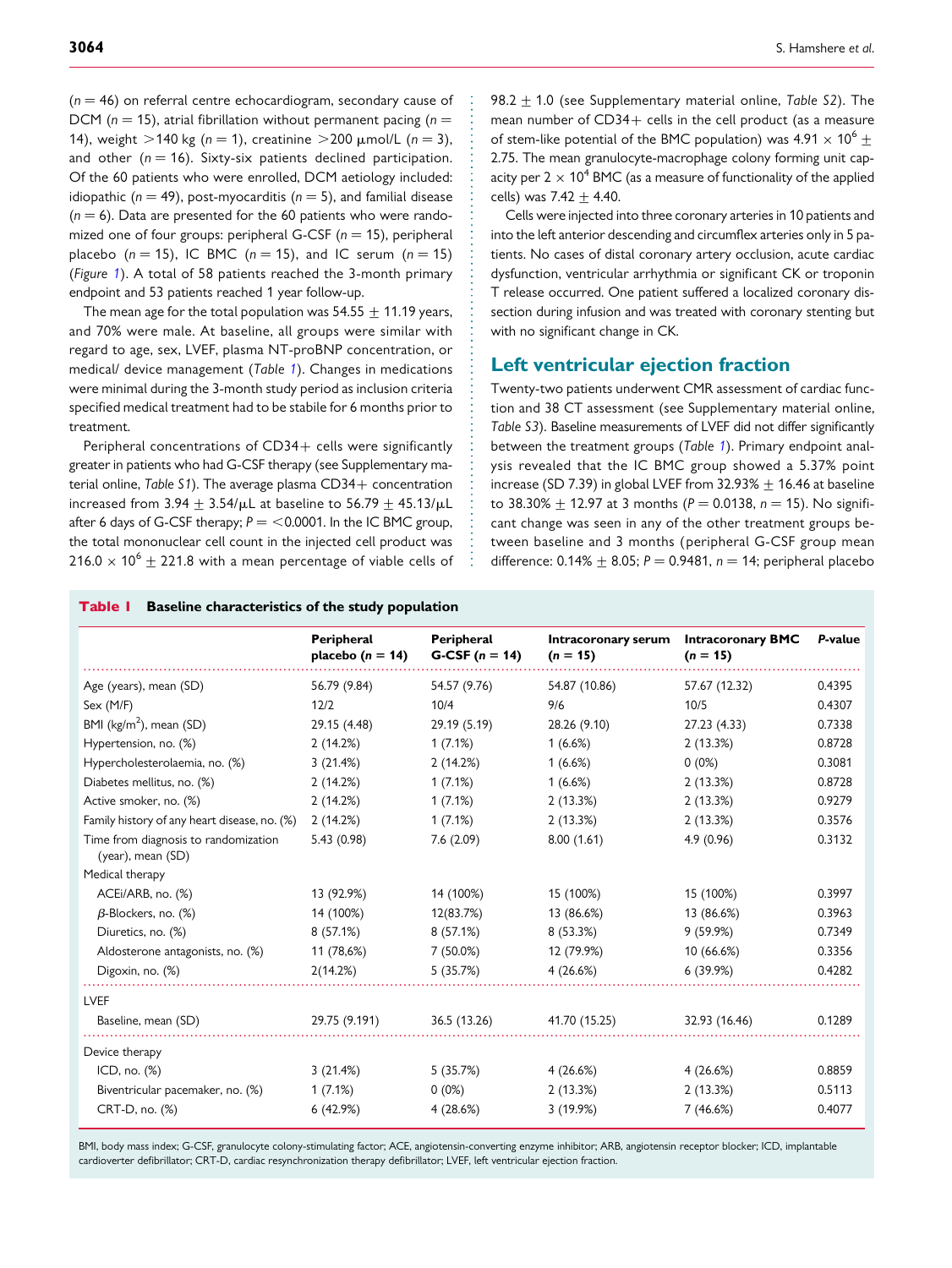($n = 46$) on referral centre echocardiogram, secondary cause of DCM ($n = 15$), atrial fibrillation without permanent pacing ($n = 14$), weight >140 kg ($n = 1$), creatinine >200 μmol/L ($n = 3$), and other ($n = 16$). Sixty-six patients declined participation. Of the 60 patients who were enrolled, DCM aetiology included: idiopathic ($n = 49$), post-myocarditis ($n = 5$), and familial disease ($n = 6$). Data are presented for the 60 patients who were randomized one of four groups: peripheral G-CSF ($n = 15$), peripheral placebo ($n = 15$), IC BMC ($n = 15$), and IC serum ($n = 15$) (*Figure 1*). A total of 58 patients reached the 3-month primary endpoint and 53 patients reached 1 year follow-up.

The mean age for the total population was 54.55 ± 11.19 years, and 70% were male. At baseline, all groups were similar with regard to age, sex, LVEF, plasma NT-proBNP concentration, or medical/ device management (*Table 1*). Changes in medications were minimal during the 3-month study period as inclusion criteria specified medical treatment had to be stabile for 6 months prior to treatment.

Peripheral concentrations of CD34+ cells were significantly greater in patients who had G-CSF therapy (see Supplementary material online, *Table S1*). The average plasma CD34+ concentration increased from 3.94 ± 3.54/μL at baseline to 56.79 ± 45.13/μL after 6 days of G-CSF therapy; $P = <0.0001$. In the IC BMC group, the total mononuclear cell count in the injected cell product was $216.0 \times 10^6 \pm 221.8$ with a mean percentage of viable cells of 98.2 ± 1.0 (see Supplementary material online, *Table S2*). The mean number of CD34+ cells in the cell product (as a measure of stem-like potential of the BMC population) was $4.91 \times 10^6 \pm 2.75$. The mean granulocyte-macrophage colony forming unit capacity per $2 \times 10^4$ BMC (as a measure of functionality of the applied cells) was 7.42 ± 4.40.

Cells were injected into three coronary arteries in 10 patients and into the left anterior descending and circumflex arteries only in 5 patients. No cases of distal coronary artery occlusion, acute cardiac dysfunction, ventricular arrhythmia or significant CK or troponin T release occurred. One patient suffered a localized coronary dissection during infusion and was treated with coronary stenting but with no significant change in CK.

## Left ventricular ejection fraction

Twenty-two patients underwent CMR assessment of cardiac function and 38 CT assessment (see Supplementary material online, *Table S3*). Baseline measurements of LVEF did not differ significantly between the treatment groups (*Table 1*). Primary endpoint analysis revealed that the IC BMC group showed a 5.37% point increase (SD 7.39) in global LVEF from 32.93% ± 16.46 at baseline to 38.30% ± 12.97 at 3 months ($P = 0.0138$, $n = 15$). No significant change was seen in any of the other treatment groups between baseline and 3 months (peripheral G-CSF group mean difference: 0.14% ± 8.05; $P = 0.9481$, $n = 14$; peripheral placebo

**Table 1** Baseline characteristics of the study population

| | Peripheral placebo ($n = 14$) | Peripheral G-CSF ($n = 14$) | Intracoronary serum ($n = 15$) | Intracoronary BMC ($n = 15$) | *P*-value |
|---|---|---|---|---|---|
| Age (years), mean (SD) | 56.79 (9.84) | 54.57 (9.76) | 54.87 (10.86) | 57.67 (12.32) | 0.4395 |
| Sex (M/F) | 12/2 | 10/4 | 9/6 | 10/5 | 0.4307 |
| BMI (kg/m$^2$), mean (SD) | 29.15 (4.48) | 29.19 (5.19) | 28.26 (9.10) | 27.23 (4.33) | 0.7338 |
| Hypertension, no. (%) | 2 (14.2%) | 1 (7.1%) | 1 (6.6%) | 2 (13.3%) | 0.8728 |
| Hypercholesterolaemia, no. (%) | 3 (21.4%) | 2 (14.2%) | 1 (6.6%) | 0 (0%) | 0.3081 |
| Diabetes mellitus, no. (%) | 2 (14.2%) | 1 (7.1%) | 1 (6.6%) | 2 (13.3%) | 0.8728 |
| Active smoker, no. (%) | 2 (14.2%) | 1 (7.1%) | 2 (13.3%) | 2 (13.3%) | 0.9279 |
| Family history of any heart disease, no. (%) | 2 (14.2%) | 1 (7.1%) | 2 (13.3%) | 2 (13.3%) | 0.3576 |
| Time from diagnosis to randomization (year), mean (SD) | 5.43 (0.98) | 7.6 (2.09) | 8.00 (1.61) | 4.9 (0.96) | 0.3132 |
| Medical therapy | | | | | |
| ACEi/ARB, no. (%) | 13 (92.9%) | 14 (100%) | 15 (100%) | 15 (100%) | 0.3997 |
| β-Blockers, no. (%) | 14 (100%) | 12(83.7%) | 13 (86.6%) | 13 (86.6%) | 0.3963 |
| Diuretics, no. (%) | 8 (57.1%) | 8 (57.1%) | 8 (53.3%) | 9 (59.9%) | 0.7349 |
| Aldosterone antagonists, no. (%) | 11 (78,6%) | 7 (50.0%) | 12 (79.9%) | 10 (66.6%) | 0.3356 |
| Digoxin, no. (%) | 2(14.2%) | 5 (35.7%) | 4 (26.6%) | 6 (39.9%) | 0.4282 |
| LVEF | | | | | |
| Baseline, mean (SD) | 29.75 (9.191) | 36.5 (13.26) | 41.70 (15.25) | 32.93 (16.46) | 0.1289 |
| Device therapy | | | | | |
| ICD, no. (%) | 3 (21.4%) | 5 (35.7%) | 4 (26.6%) | 4 (26.6%) | 0.8859 |
| Biventricular pacemaker, no. (%) | 1 (7.1%) | 0 (0%) | 2 (13.3%) | 2 (13.3%) | 0.5113 |
| CRT-D, no. (%) | 6 (42.9%) | 4 (28.6%) | 3 (19.9%) | 7 (46.6%) | 0.4077 |

BMI, body mass index; G-CSF, granulocyte colony-stimulating factor; ACE, angiotensin-converting enzyme inhibitor; ARB, angiotensin receptor blocker; ICD, implantable cardioverter defibrillator; CRT-D, cardiac resynchronization therapy defibrillator; LVEF, left ventricular ejection fraction.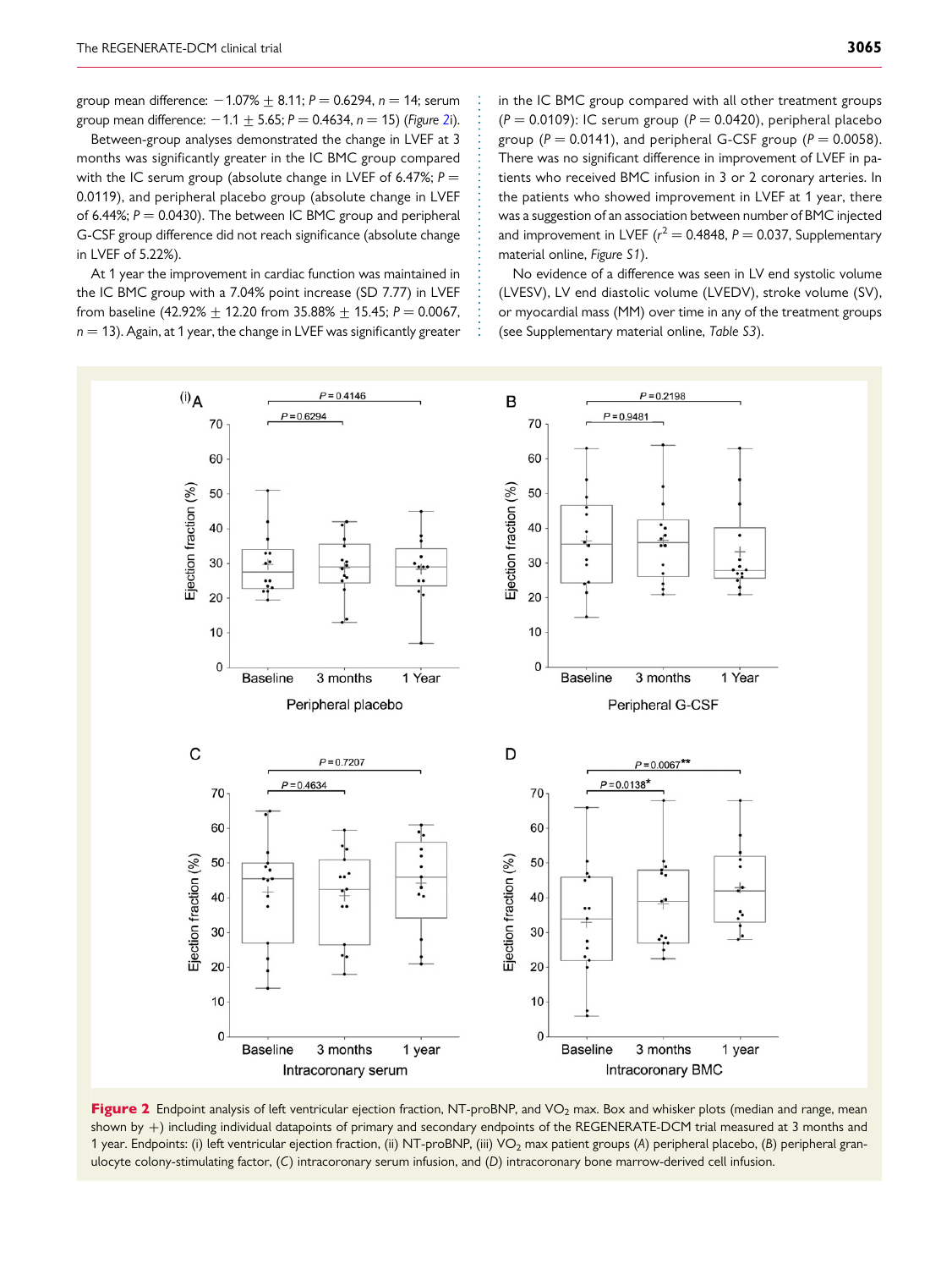group mean difference: −1.07% ± 8.11; $P = 0.6294$, $n = 14$; serum group mean difference: −1.1 ± 5.65; $P = 0.4634$, $n = 15$) (*Figure 2i*).

Between-group analyses demonstrated the change in LVEF at 3 months was significantly greater in the IC BMC group compared with the IC serum group (absolute change in LVEF of 6.47%; $P = 0.0119$), and peripheral placebo group (absolute change in LVEF of 6.44%; $P = 0.0430$). The between IC BMC group and peripheral G-CSF group difference did not reach significance (absolute change in LVEF of 5.22%).

At 1 year the improvement in cardiac function was maintained in the IC BMC group with a 7.04% point increase (SD 7.77) in LVEF from baseline (42.92% ± 12.20 from 35.88% ± 15.45; $P = 0.0067$, $n = 13$). Again, at 1 year, the change in LVEF was significantly greater in the IC BMC group compared with all other treatment groups ($P = 0.0109$): IC serum group ($P = 0.0420$), peripheral placebo group ($P = 0.0141$), and peripheral G-CSF group ($P = 0.0058$). There was no significant difference in improvement of LVEF in patients who received BMC infusion in 3 or 2 coronary arteries. In the patients who showed improvement in LVEF at 1 year, there was a suggestion of an association between number of BMC injected and improvement in LVEF ($r^2 = 0.4848$, $P = 0.037$, Supplementary material online, *Figure S1*).

No evidence of a difference was seen in LV end systolic volume (LVESV), LV end diastolic volume (LVEDV), stroke volume (SV), or myocardial mass (MM) over time in any of the treatment groups (see Supplementary material online, *Table S3*).

**Figure 2** Endpoint analysis of left ventricular ejection fraction, NT-proBNP, and $VO_2$ max. Box and whisker plots (median and range, mean shown by +) including individual datapoints of primary and secondary endpoints of the REGENERATE-DCM trial measured at 3 months and 1 year. Endpoints: (i) left ventricular ejection fraction, (ii) NT-proBNP, (iii) $VO_2$ max patient groups (*A*) peripheral placebo, (*B*) peripheral granulocyte colony-stimulating factor, (*C*) intracoronary serum infusion, and (*D*) intracoronary bone marrow-derived cell infusion.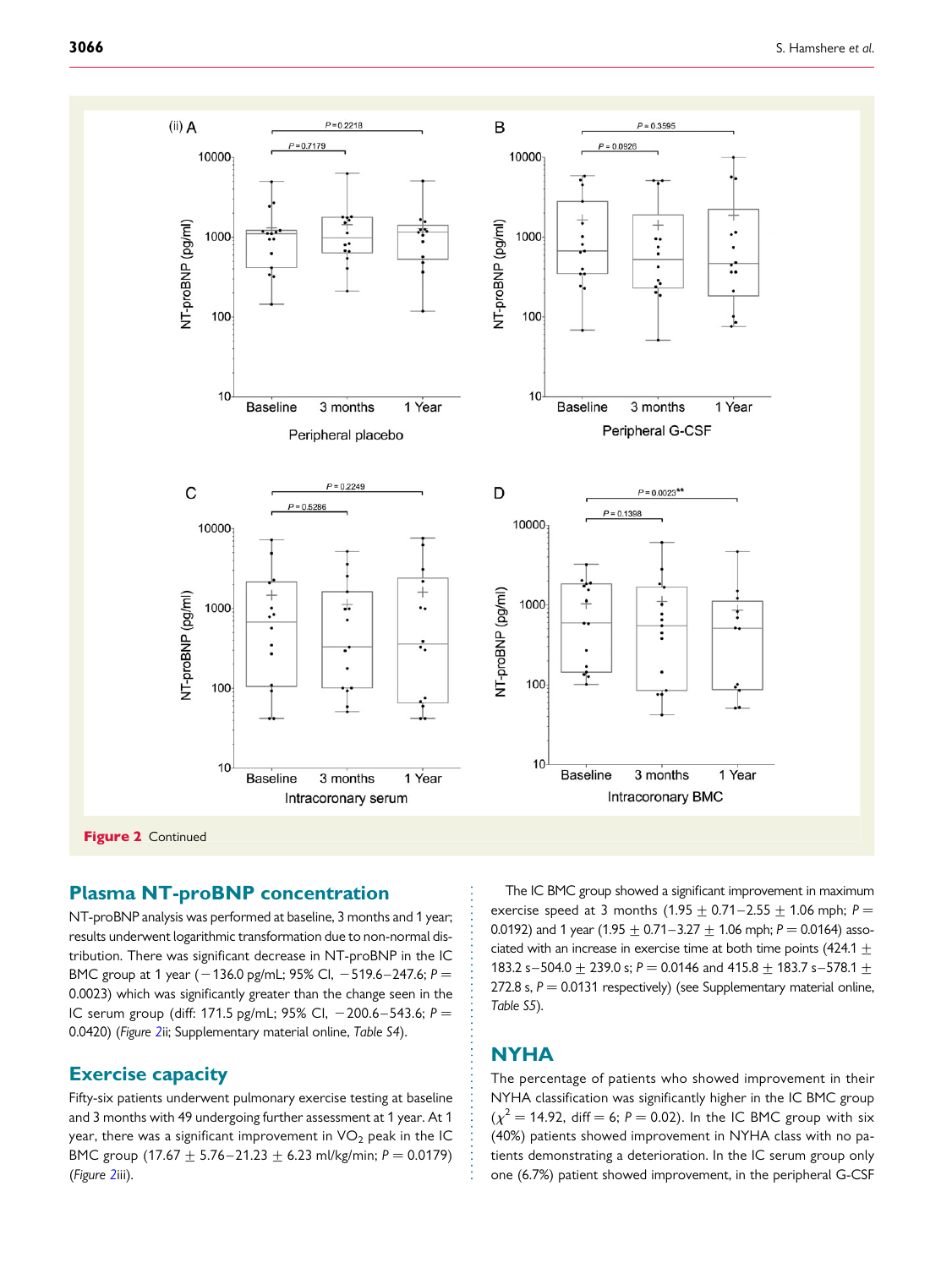**Figure 2** Continued

## Plasma NT-proBNP concentration

NT-proBNP analysis was performed at baseline, 3 months and 1 year; results underwent logarithmic transformation due to non-normal distribution. There was significant decrease in NT-proBNP in the IC BMC group at 1 year (−136.0 pg/mL; 95% CI, −519.6–247.6; $P = 0.0023$) which was significantly greater than the change seen in the IC serum group (diff: 171.5 pg/mL; 95% CI, −200.6–543.6; $P = 0.0420$) (*Figure 2*ii; Supplementary material online, *Table S4*).

## Exercise capacity

Fifty-six patients underwent pulmonary exercise testing at baseline and 3 months with 49 undergoing further assessment at 1 year. At 1 year, there was a significant improvement in $VO_2$ peak in the IC BMC group (17.67 ± 5.76–21.23 ± 6.23 ml/kg/min; $P = 0.0179$) (*Figure 2*iii).

The IC BMC group showed a significant improvement in maximum exercise speed at 3 months (1.95 ± 0.71–2.55 ± 1.06 mph; $P = 0.0192$) and 1 year (1.95 ± 0.71–3.27 ± 1.06 mph; $P = 0.0164$) associated with an increase in exercise time at both time points (424.1 ± 183.2 s–504.0 ± 239.0 s; $P = 0.0146$ and 415.8 ± 183.7 s–578.1 ± 272.8 s, $P = 0.0131$ respectively) (see Supplementary material online, *Table S5*).

## NYHA

The percentage of patients who showed improvement in their NYHA classification was significantly higher in the IC BMC group ($\chi^2 = 14.92$, diff = 6; $P = 0.02$). In the IC BMC group with six (40%) patients showed improvement in NYHA class with no patients demonstrating a deterioration. In the IC serum group only one (6.7%) patient showed improvement, in the peripheral G-CSF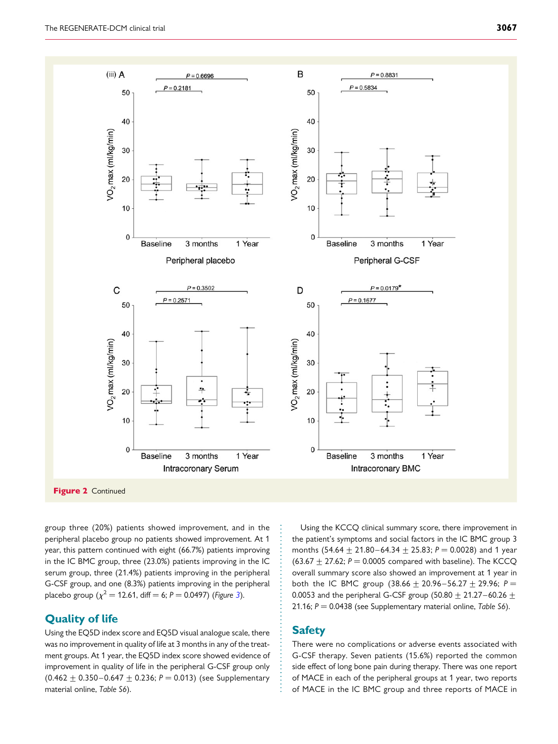Figure 2 Continued

group three (20%) patients showed improvement, and in the peripheral placebo group no patients showed improvement. At 1 year, this pattern continued with eight (66.7%) patients improving in the IC BMC group, three (23.0%) patients improving in the IC serum group, three (21.4%) patients improving in the peripheral G-CSF group, and one (8.3%) patients improving in the peripheral placebo group ($\chi^2 = 12.61$, diff = 6; $P = 0.0497$) (*Figure 3*).

## Quality of life

Using the EQ5D index score and EQ5D visual analogue scale, there was no improvement in quality of life at 3 months in any of the treatment groups. At 1 year, the EQ5D index score showed evidence of improvement in quality of life in the peripheral G-CSF group only (0.462 ± 0.350–0.647 ± 0.236; $P = 0.013$) (see Supplementary material online, *Table S6*).

Using the KCCQ clinical summary score, there improvement in the patient's symptoms and social factors in the IC BMC group 3 months (54.64 ± 21.80–64.34 ± 25.83; $P = 0.0028$) and 1 year (63.67 ± 27.62; $P = 0.0005$ compared with baseline). The KCCQ overall summary score also showed an improvement at 1 year in both the IC BMC group (38.66 ± 20.96–56.27 ± 29.96; $P =$ 0.0053 and the peripheral G-CSF group (50.80 ± 21.27–60.26 ± 21.16; $P = 0.0438$ (see Supplementary material online, *Table S6*).

## Safety

There were no complications or adverse events associated with G-CSF therapy. Seven patients (15.6%) reported the common side effect of long bone pain during therapy. There was one report of MACE in each of the peripheral groups at 1 year, two reports of MACE in the IC BMC group and three reports of MACE in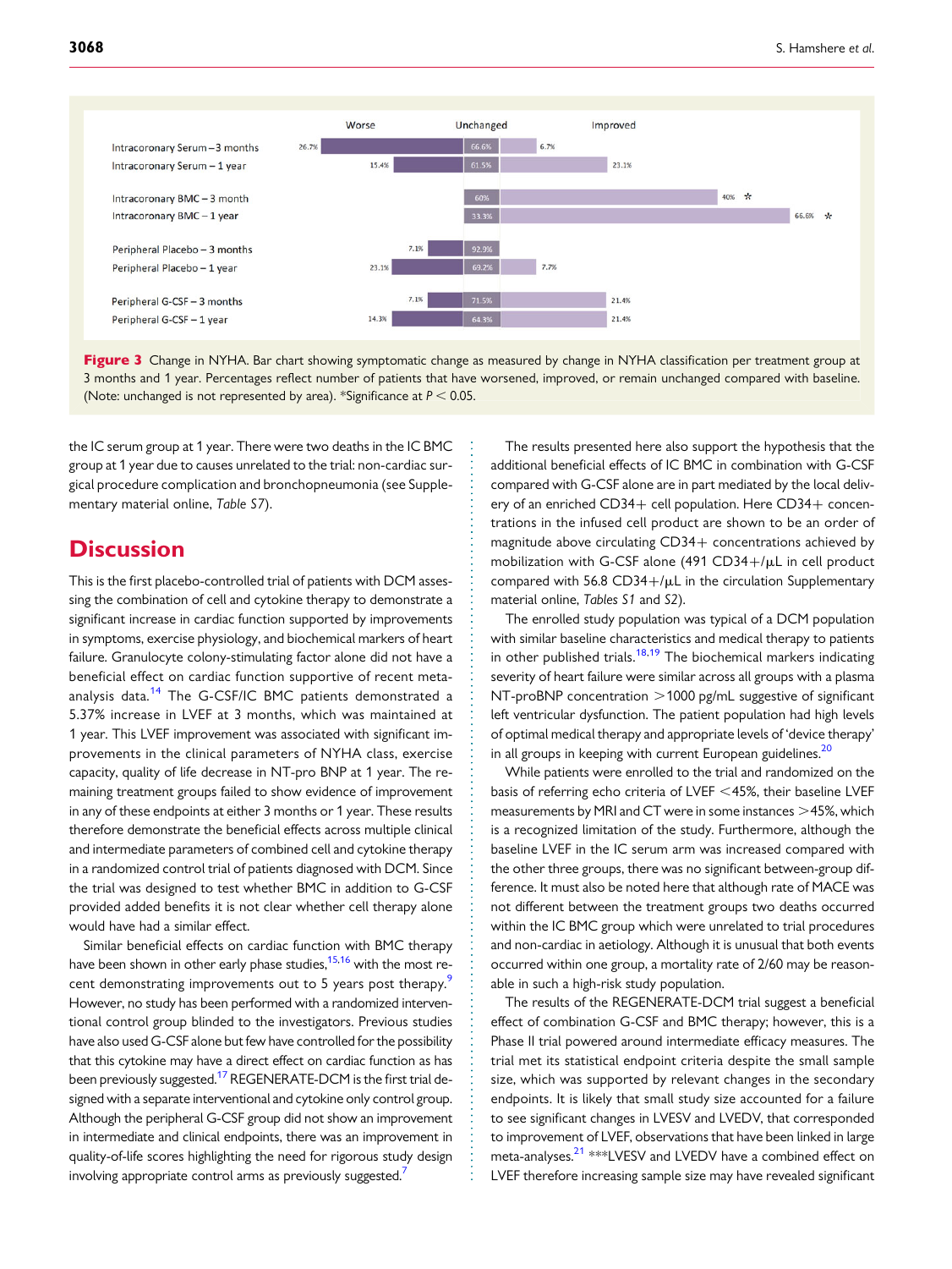Figure 3 Change in NYHA. Bar chart showing symptomatic change as measured by change in NYHA classification per treatment group at 3 months and 1 year. Percentages reflect number of patients that have worsened, improved, or remain unchanged compared with baseline. (Note: unchanged is not represented by area). *Significance at $P < 0.05$.

the IC serum group at 1 year. There were two deaths in the IC BMC group at 1 year due to causes unrelated to the trial: non-cardiac surgical procedure complication and bronchopneumonia (see Supplementary material online, *Table S7*).

# Discussion

This is the first placebo-controlled trial of patients with DCM assessing the combination of cell and cytokine therapy to demonstrate a significant increase in cardiac function supported by improvements in symptoms, exercise physiology, and biochemical markers of heart failure. Granulocyte colony-stimulating factor alone did not have a beneficial effect on cardiac function supportive of recent meta-analysis data.[14] The G-CSF/IC BMC patients demonstrated a 5.37% increase in LVEF at 3 months, which was maintained at 1 year. This LVEF improvement was associated with significant improvements in the clinical parameters of NYHA class, exercise capacity, quality of life decrease in NT-pro BNP at 1 year. The remaining treatment groups failed to show evidence of improvement in any of these endpoints at either 3 months or 1 year. These results therefore demonstrate the beneficial effects across multiple clinical and intermediate parameters of combined cell and cytokine therapy in a randomized control trial of patients diagnosed with DCM. Since the trial was designed to test whether BMC in addition to G-CSF provided added benefits it is not clear whether cell therapy alone would have had a similar effect.

Similar beneficial effects on cardiac function with BMC therapy have been shown in other early phase studies,[15,16] with the most recent demonstrating improvements out to 5 years post therapy.[9] However, no study has been performed with a randomized interventional control group blinded to the investigators. Previous studies have also used G-CSF alone but few have controlled for the possibility that this cytokine may have a direct effect on cardiac function as has been previously suggested.[17] REGENERATE-DCM is the first trial designed with a separate interventional and cytokine only control group. Although the peripheral G-CSF group did not show an improvement in intermediate and clinical endpoints, there was an improvement in quality-of-life scores highlighting the need for rigorous study design involving appropriate control arms as previously suggested.[7]

The results presented here also support the hypothesis that the additional beneficial effects of IC BMC in combination with G-CSF compared with G-CSF alone are in part mediated by the local delivery of an enriched CD34+ cell population. Here CD34+ concentrations in the infused cell product are shown to be an order of magnitude above circulating CD34+ concentrations achieved by mobilization with G-CSF alone (491 CD34+/μL in cell product compared with 56.8 CD34+/μL in the circulation Supplementary material online, *Tables S1* and *S2*).

The enrolled study population was typical of a DCM population with similar baseline characteristics and medical therapy to patients in other published trials.[18,19] The biochemical markers indicating severity of heart failure were similar across all groups with a plasma NT-proBNP concentration >1000 pg/mL suggestive of significant left ventricular dysfunction. The patient population had high levels of optimal medical therapy and appropriate levels of 'device therapy' in all groups in keeping with current European guidelines.[20]

While patients were enrolled to the trial and randomized on the basis of referring echo criteria of LVEF <45%, their baseline LVEF measurements by MRI and CT were in some instances >45%, which is a recognized limitation of the study. Furthermore, although the baseline LVEF in the IC serum arm was increased compared with the other three groups, there was no significant between-group difference. It must also be noted here that although rate of MACE was not different between the treatment groups two deaths occurred within the IC BMC group which were unrelated to trial procedures and non-cardiac in aetiology. Although it is unusual that both events occurred within one group, a mortality rate of 2/60 may be reasonable in such a high-risk study population.

The results of the REGENERATE-DCM trial suggest a beneficial effect of combination G-CSF and BMC therapy; however, this is a Phase II trial powered around intermediate efficacy measures. The trial met its statistical endpoint criteria despite the small sample size, which was supported by relevant changes in the secondary endpoints. It is likely that small study size accounted for a failure to see significant changes in LVESV and LVEDV, that corresponded to improvement of LVEF, observations that have been linked in large meta-analyses.[21] ***LVESV and LVEDV have a combined effect on LVEF therefore increasing sample size may have revealed significant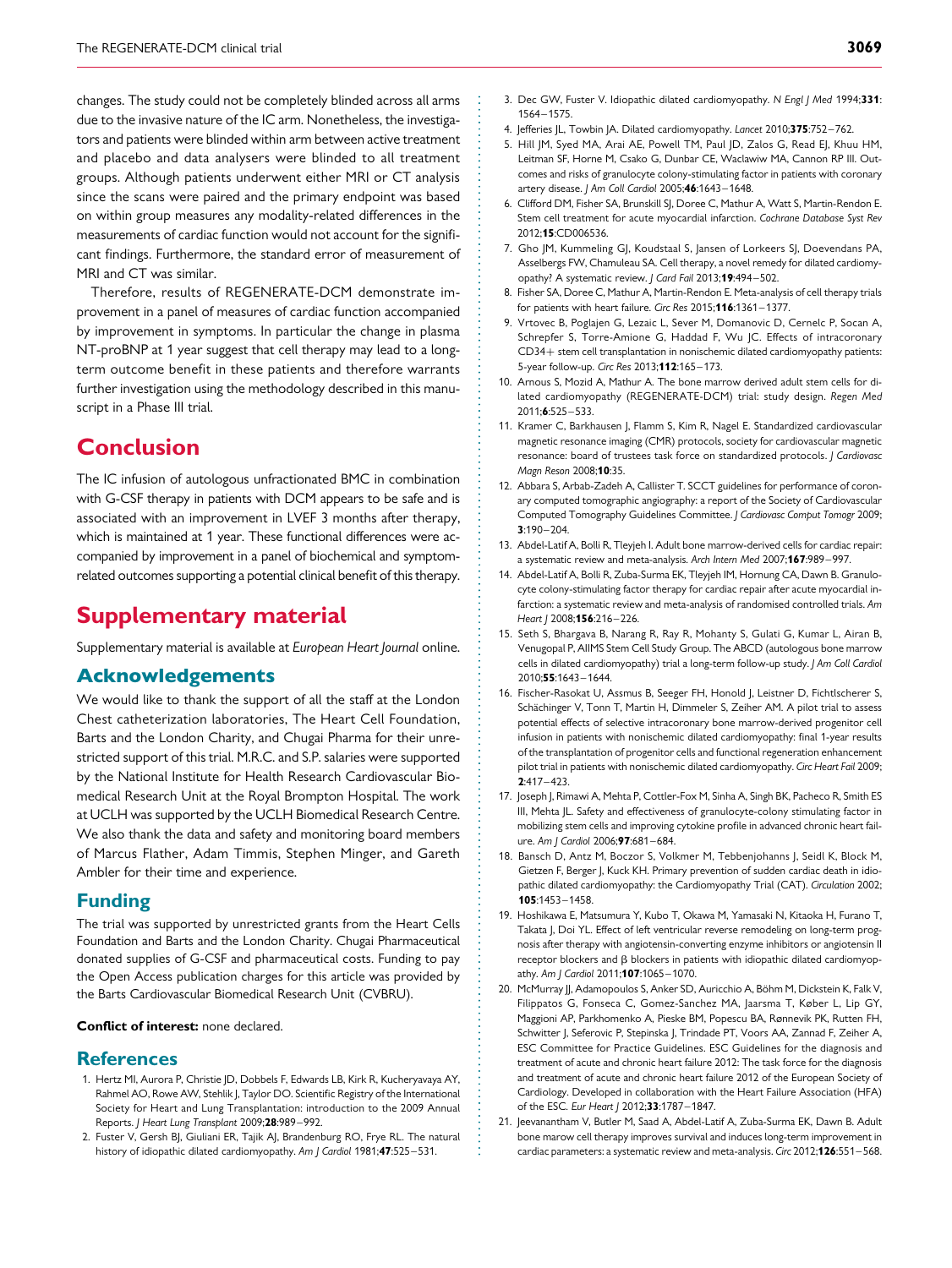changes. The study could not be completely blinded across all arms due to the invasive nature of the IC arm. Nonetheless, the investigators and patients were blinded within arm between active treatment and placebo and data analysers were blinded to all treatment groups. Although patients underwent either MRI or CT analysis since the scans were paired and the primary endpoint was based on within group measures any modality-related differences in the measurements of cardiac function would not account for the significant findings. Furthermore, the standard error of measurement of MRI and CT was similar.

Therefore, results of REGENERATE-DCM demonstrate improvement in a panel of measures of cardiac function accompanied by improvement in symptoms. In particular the change in plasma NT-proBNP at 1 year suggest that cell therapy may lead to a long-term outcome benefit in these patients and therefore warrants further investigation using the methodology described in this manuscript in a Phase III trial.

# Conclusion

The IC infusion of autologous unfractionated BMC in combination with G-CSF therapy in patients with DCM appears to be safe and is associated with an improvement in LVEF 3 months after therapy, which is maintained at 1 year. These functional differences were accompanied by improvement in a panel of biochemical and symptom-related outcomes supporting a potential clinical benefit of this therapy.

# Supplementary material

Supplementary material is available at *European Heart Journal* online.

## Acknowledgements

We would like to thank the support of all the staff at the London Chest catheterization laboratories, The Heart Cell Foundation, Barts and the London Charity, and Chugai Pharma for their unrestricted support of this trial. M.R.C. and S.P. salaries were supported by the National Institute for Health Research Cardiovascular Biomedical Research Unit at the Royal Brompton Hospital. The work at UCLH was supported by the UCLH Biomedical Research Centre. We also thank the data and safety and monitoring board members of Marcus Flather, Adam Timmis, Stephen Minger, and Gareth Ambler for their time and experience.

## Funding

The trial was supported by unrestricted grants from the Heart Cells Foundation and Barts and the London Charity. Chugai Pharmaceutical donated supplies of G-CSF and pharmaceutical costs. Funding to pay the Open Access publication charges for this article was provided by the Barts Cardiovascular Biomedical Research Unit (CVBRU).

**Conflict of interest:** none declared.

## References

1. Hertz MI, Aurora P, Christie JD, Dobbels F, Edwards LB, Kirk R, Kucheryavaya AY, Rahmel AO, Rowe AW, Stehlik J, Taylor DO. Scientific Registry of the International Society for Heart and Lung Transplantation: introduction to the 2009 Annual Reports. *J Heart Lung Transplant* 2009;**28**:989–992.
2. Fuster V, Gersh BJ, Giuliani ER, Tajik AJ, Brandenburg RO, Frye RL. The natural history of idiopathic dilated cardiomyopathy. *Am J Cardiol* 1981;**47**:525–531.
3. Dec GW, Fuster V. Idiopathic dilated cardiomyopathy. *N Engl J Med* 1994;**331**: 1564–1575.
4. Jefferies JL, Towbin JA. Dilated cardiomyopathy. *Lancet* 2010;**375**:752–762.
5. Hill JM, Syed MA, Arai AE, Powell TM, Paul JD, Zalos G, Read EJ, Khuu HM, Leitman SF, Horne M, Csako G, Dunbar CE, Waclawiw MA, Cannon RP III. Outcomes and risks of granulocyte colony-stimulating factor in patients with coronary artery disease. *J Am Coll Cardiol* 2005;**46**:1643–1648.
6. Clifford DM, Fisher SA, Brunskill SJ, Doree C, Mathur A, Watt S, Martin-Rendon E. Stem cell treatment for acute myocardial infarction. *Cochrane Database Syst Rev* 2012;**15**:CD006536.
7. Gho JM, Kummeling GJ, Koudstaal S, Jansen of Lorkeers SJ, Doevendans PA, Asselbergs FW, Chamuleau SA. Cell therapy, a novel remedy for dilated cardiomyopathy? A systematic review. *J Card Fail* 2013;**19**:494–502.
8. Fisher SA, Doree C, Mathur A, Martin-Rendon E. Meta-analysis of cell therapy trials for patients with heart failure. *Circ Res* 2015;**116**:1361–1377.
9. Vrtovec B, Poglajen G, Lezaic L, Sever M, Domanovic D, Cernelc P, Socan A, Schrepfer S, Torre-Amione G, Haddad F, Wu JC. Effects of intracoronary CD34+ stem cell transplantation in nonischemic dilated cardiomyopathy patients: 5-year follow-up. *Circ Res* 2013;**112**:165–173.
10. Arnous S, Mozid A, Mathur A. The bone marrow derived adult stem cells for dilated cardiomyopathy (REGENERATE-DCM) trial: study design. *Regen Med* 2011;**6**:525–533.
11. Kramer C, Barkhausen J, Flamm S, Kim R, Nagel E. Standardized cardiovascular magnetic resonance imaging (CMR) protocols, society for cardiovascular magnetic resonance: board of trustees task force on standardized protocols. *J Cardiovasc Magn Reson* 2008;**10**:35.
12. Abbara S, Arbab-Zadeh A, Callister T. SCCT guidelines for performance of coronary computed tomographic angiography: a report of the Society of Cardiovascular Computed Tomography Guidelines Committee. *J Cardiovasc Comput Tomogr* 2009; **3**:190–204.
13. Abdel-Latif A, Bolli R, Tleyjeh I. Adult bone marrow-derived cells for cardiac repair: a systematic review and meta-analysis. *Arch Intern Med* 2007;**167**:989–997.
14. Abdel-Latif A, Bolli R, Zuba-Surma EK, Tleyjeh IM, Hornung CA, Dawn B. Granulocyte colony-stimulating factor therapy for cardiac repair after acute myocardial infarction: a systematic review and meta-analysis of randomised controlled trials. *Am Heart J* 2008;**156**:216–226.
15. Seth S, Bhargava B, Narang R, Ray R, Mohanty S, Gulati G, Kumar L, Airan B, Venugopal P, AIIMS Stem Cell Study Group. The ABCD (autologous bone marrow cells in dilated cardiomyopathy) trial a long-term follow-up study. *J Am Coll Cardiol* 2010;**55**:1643–1644.
16. Fischer-Rasokat U, Assmus B, Seeger FH, Honold J, Leistner D, Fichtlscherer S, Schächinger V, Tonn T, Martin H, Dimmeler S, Zeiher AM. A pilot trial to assess potential effects of selective intracoronary bone marrow-derived progenitor cell infusion in patients with nonischemic dilated cardiomyopathy: final 1-year results of the transplantation of progenitor cells and functional regeneration enhancement pilot trial in patients with nonischemic dilated cardiomyopathy. *Circ Heart Fail* 2009; **2**:417–423.
17. Joseph J, Rimawi A, Mehta P, Cottler-Fox M, Sinha A, Singh BK, Pacheco R, Smith ES III, Mehta JL. Safety and effectiveness of granulocyte-colony stimulating factor in mobilizing stem cells and improving cytokine profile in advanced chronic heart failure. *Am J Cardiol* 2006;**97**:681–684.
18. Bansch D, Antz M, Boczor S, Volkmer M, Tebbenjohanns J, Seidl K, Block M, Gietzen F, Berger J, Kuck KH. Primary prevention of sudden cardiac death in idiopathic dilated cardiomyopathy: the Cardiomyopathy Trial (CAT). *Circulation* 2002; **105**:1453–1458.
19. Hoshikawa E, Matsumura Y, Kubo T, Okawa M, Yamasaki N, Kitaoka H, Furano T, Takata J, Doi YL. Effect of left ventricular reverse remodeling on long-term prognosis after therapy with angiotensin-converting enzyme inhibitors or angiotensin II receptor blockers and β blockers in patients with idiopathic dilated cardiomyopathy. *Am J Cardiol* 2011;**107**:1065–1070.
20. McMurray JJ, Adamopoulos S, Anker SD, Auricchio A, Böhm M, Dickstein K, Falk V, Filippatos G, Fonseca C, Gomez-Sanchez MA, Jaarsma T, Køber L, Lip GY, Maggioni AP, Parkhomenko A, Pieske BM, Popescu BA, Rønnevik PK, Rutten FH, Schwitter J, Seferovic P, Stepinska J, Trindade PT, Voors AA, Zannad F, Zeiher A, ESC Committee for Practice Guidelines. ESC Guidelines for the diagnosis and treatment of acute and chronic heart failure 2012: The task force for the diagnosis and treatment of acute and chronic heart failure 2012 of the European Society of Cardiology. Developed in collaboration with the Heart Failure Association (HFA) of the ESC. *Eur Heart J* 2012;**33**:1787–1847.
21. Jeevanantham V, Butler M, Saad A, Abdel-Latif A, Zuba-Surma EK, Dawn B. Adult bone marow cell therapy improves survival and induces long-term improvement in cardiac parameters: a systematic review and meta-analysis. *Circ* 2012;**126**:551–568.